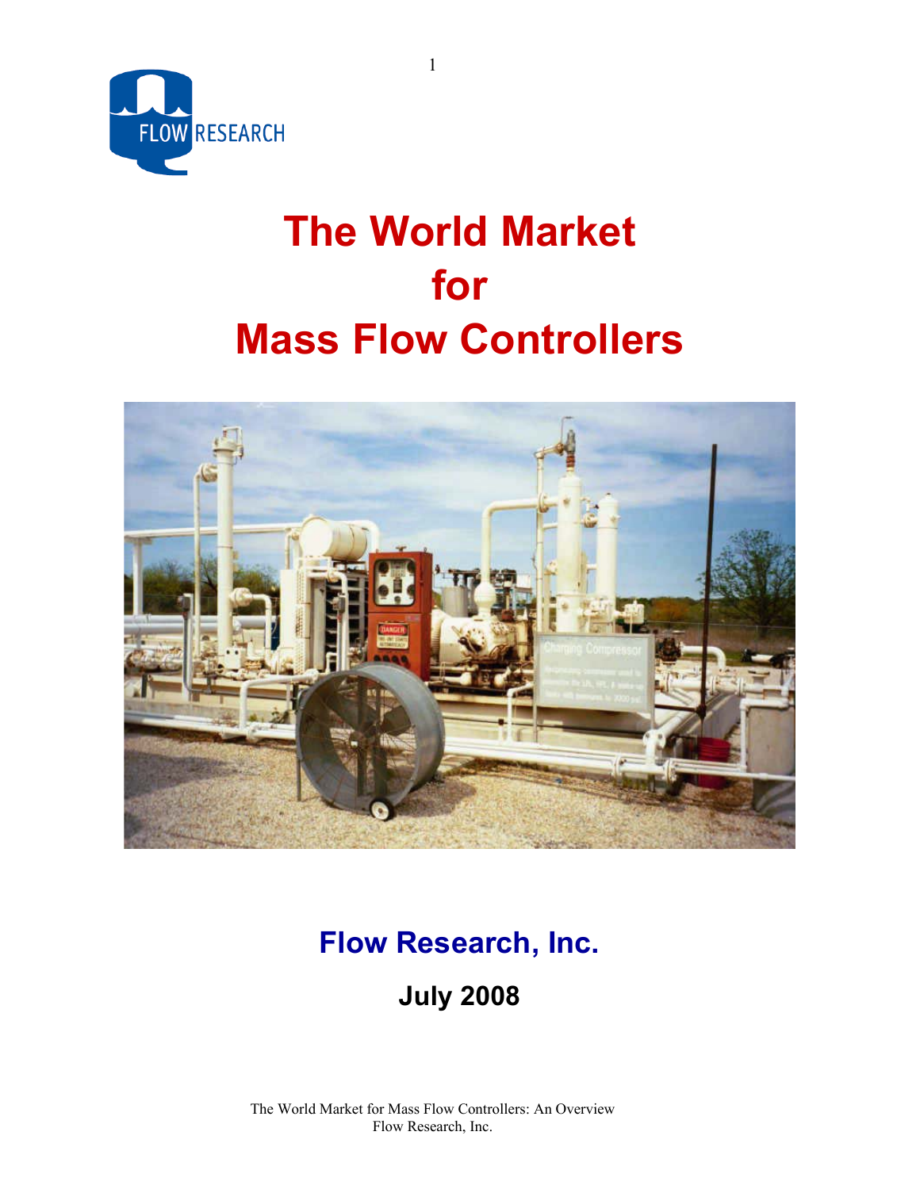# The World Market for Mass Flow Controllers

## Flow Research, Inc.

### July 2008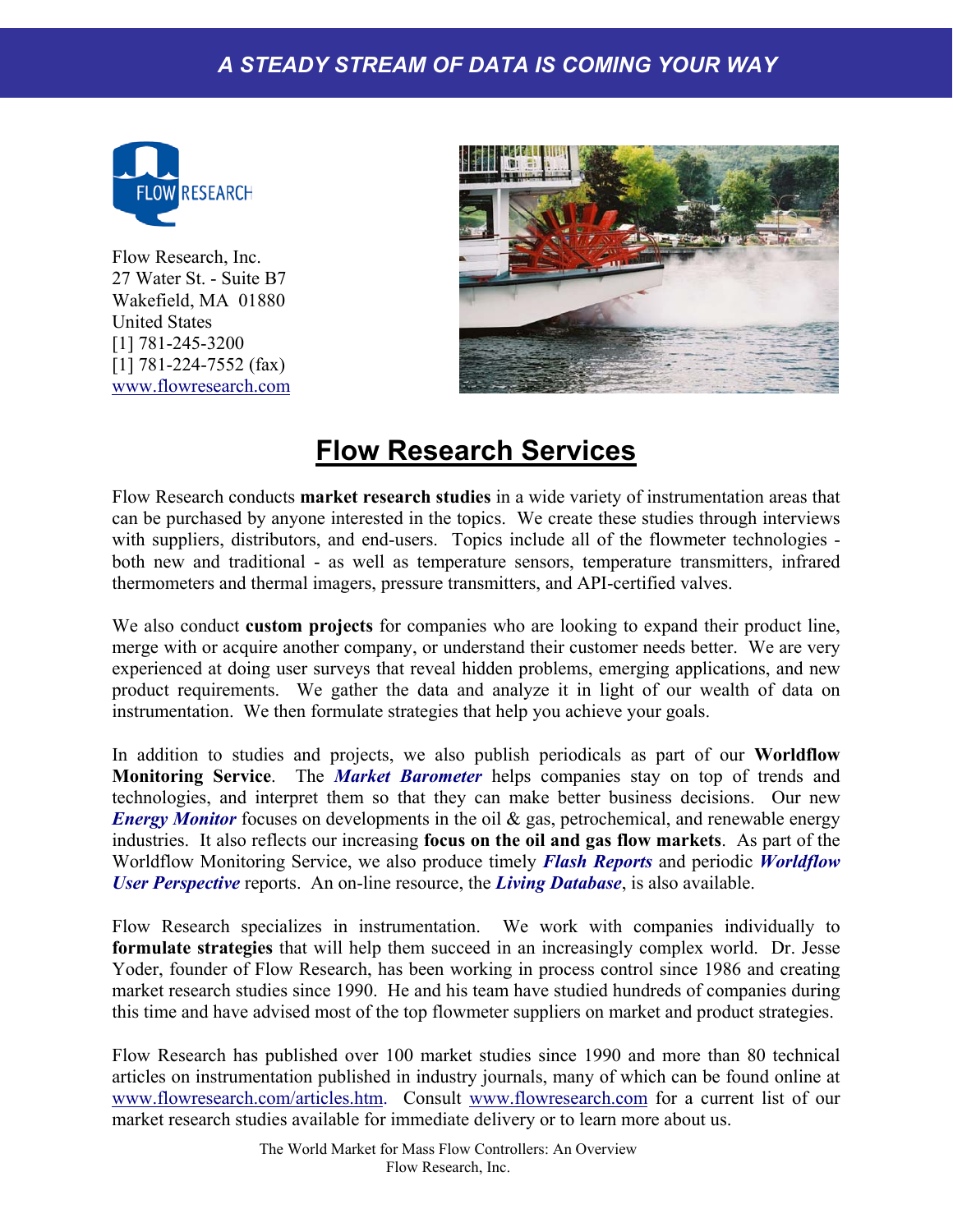A STEADY STREAM OF DATA IS COMING YOUR WAY

Flow Research, Inc.
27 Water St. - Suite B7
Wakefield, MA 01880
United States
[1] 781-245-3200
[1] 781-224-7552 (fax)
www.flowresearch.com

# Flow Research Services

Flow Research conducts **market research studies** in a wide variety of instrumentation areas that can be purchased by anyone interested in the topics. We create these studies through interviews with suppliers, distributors, and end-users. Topics include all of the flowmeter technologies - both new and traditional - as well as temperature sensors, temperature transmitters, infrared thermometers and thermal imagers, pressure transmitters, and API-certified valves.

We also conduct **custom projects** for companies who are looking to expand their product line, merge with or acquire another company, or understand their customer needs better. We are very experienced at doing user surveys that reveal hidden problems, emerging applications, and new product requirements. We gather the data and analyze it in light of our wealth of data on instrumentation. We then formulate strategies that help you achieve your goals.

In addition to studies and projects, we also publish periodicals as part of our **Worldflow Monitoring Service**. The ***Market Barometer*** helps companies stay on top of trends and technologies, and interpret them so that they can make better business decisions. Our new ***Energy Monitor*** focuses on developments in the oil & gas, petrochemical, and renewable energy industries. It also reflects our increasing **focus on the oil and gas flow markets**. As part of the Worldflow Monitoring Service, we also produce timely ***Flash Reports*** and periodic ***Worldflow User Perspective*** reports. An on-line resource, the ***Living Database***, is also available.

Flow Research specializes in instrumentation. We work with companies individually to **formulate strategies** that will help them succeed in an increasingly complex world. Dr. Jesse Yoder, founder of Flow Research, has been working in process control since 1986 and creating market research studies since 1990. He and his team have studied hundreds of companies during this time and have advised most of the top flowmeter suppliers on market and product strategies.

Flow Research has published over 100 market studies since 1990 and more than 80 technical articles on instrumentation published in industry journals, many of which can be found online at www.flowresearch.com/articles.htm. Consult www.flowresearch.com for a current list of our market research studies available for immediate delivery or to learn more about us.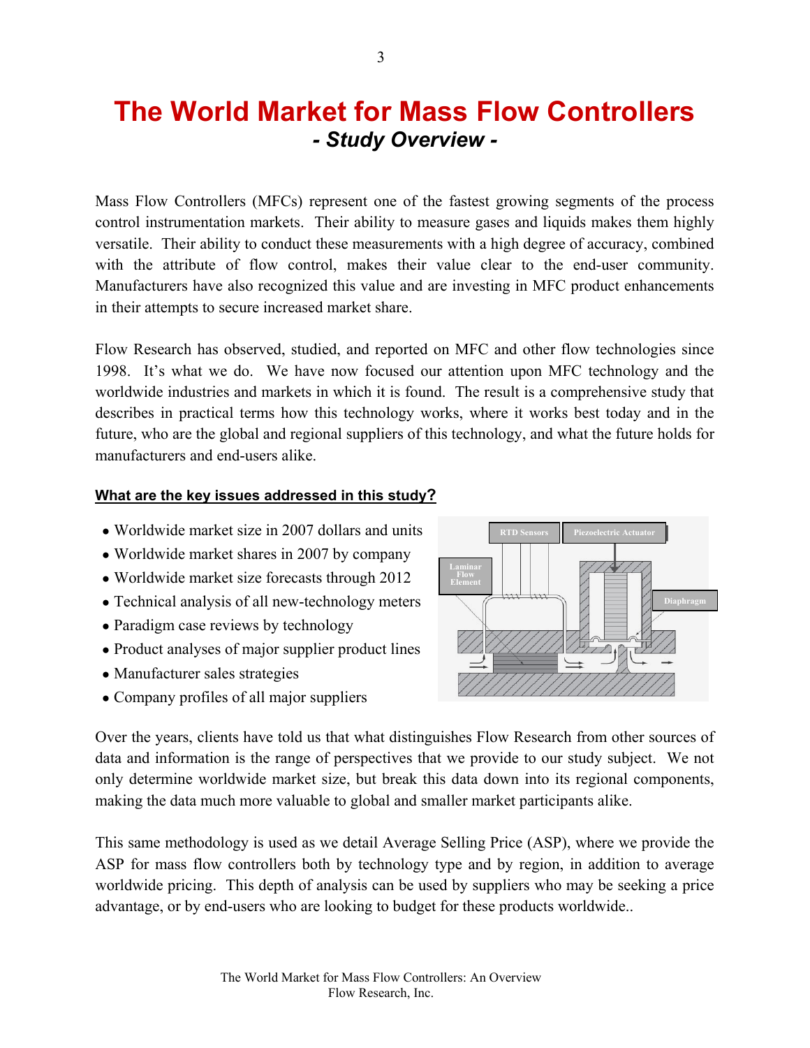# The World Market for Mass Flow Controllers

## *- Study Overview -*

Mass Flow Controllers (MFCs) represent one of the fastest growing segments of the process control instrumentation markets. Their ability to measure gases and liquids makes them highly versatile. Their ability to conduct these measurements with a high degree of accuracy, combined with the attribute of flow control, makes their value clear to the end-user community. Manufacturers have also recognized this value and are investing in MFC product enhancements in their attempts to secure increased market share.

Flow Research has observed, studied, and reported on MFC and other flow technologies since 1998. It's what we do. We have now focused our attention upon MFC technology and the worldwide industries and markets in which it is found. The result is a comprehensive study that describes in practical terms how this technology works, where it works best today and in the future, who are the global and regional suppliers of this technology, and what the future holds for manufacturers and end-users alike.

### What are the key issues addressed in this study?

- Worldwide market size in 2007 dollars and units
- Worldwide market shares in 2007 by company
- Worldwide market size forecasts through 2012
- Technical analysis of all new-technology meters
- Paradigm case reviews by technology
- Product analyses of major supplier product lines
- Manufacturer sales strategies
- Company profiles of all major suppliers

Over the years, clients have told us that what distinguishes Flow Research from other sources of data and information is the range of perspectives that we provide to our study subject. We not only determine worldwide market size, but break this data down into its regional components, making the data much more valuable to global and smaller market participants alike.

This same methodology is used as we detail Average Selling Price (ASP), where we provide the ASP for mass flow controllers both by technology type and by region, in addition to average worldwide pricing. This depth of analysis can be used by suppliers who may be seeking a price advantage, or by end-users who are looking to budget for these products worldwide..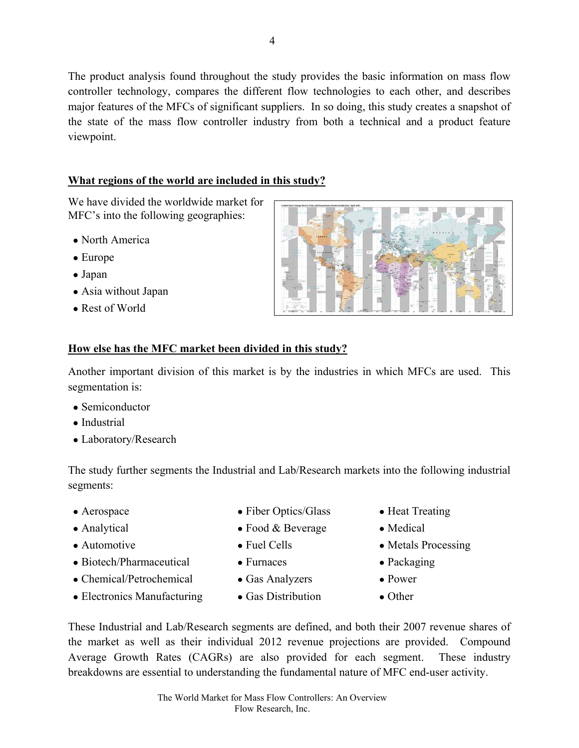The product analysis found throughout the study provides the basic information on mass flow controller technology, compares the different flow technologies to each other, and describes major features of the MFCs of significant suppliers. In so doing, this study creates a snapshot of the state of the mass flow controller industry from both a technical and a product feature viewpoint.

## What regions of the world are included in this study?

We have divided the worldwide market for MFC's into the following geographies:

- North America
- Europe
- Japan
- Asia without Japan
- Rest of World

## How else has the MFC market been divided in this study?

Another important division of this market is by the industries in which MFCs are used. This segmentation is:

- Semiconductor
- Industrial
- Laboratory/Research

The study further segments the Industrial and Lab/Research markets into the following industrial segments:

- Aerospace
- Analytical
- Automotive
- Biotech/Pharmaceutical
- Chemical/Petrochemical
- Electronics Manufacturing
- Fiber Optics/Glass
- Food & Beverage
- Fuel Cells
- Furnaces
- Gas Analyzers
- Gas Distribution
- Heat Treating
- Medical
- Metals Processing
- Packaging
- Power
- Other

These Industrial and Lab/Research segments are defined, and both their 2007 revenue shares of the market as well as their individual 2012 revenue projections are provided. Compound Average Growth Rates (CAGRs) are also provided for each segment. These industry breakdowns are essential to understanding the fundamental nature of MFC end-user activity.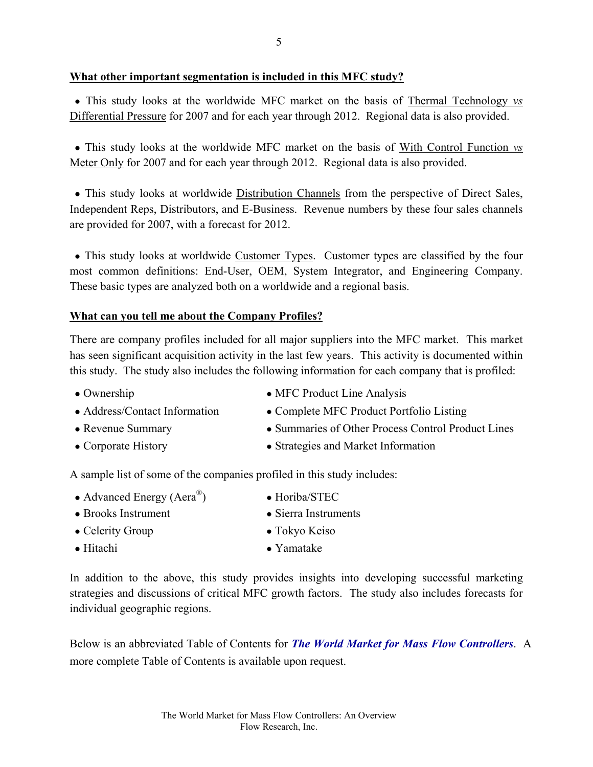**What other important segmentation is included in this MFC study?**

- This study looks at the worldwide MFC market on the basis of Thermal Technology *vs* Differential Pressure for 2007 and for each year through 2012. Regional data is also provided.

- This study looks at the worldwide MFC market on the basis of With Control Function *vs* Meter Only for 2007 and for each year through 2012. Regional data is also provided.

- This study looks at worldwide Distribution Channels from the perspective of Direct Sales, Independent Reps, Distributors, and E-Business. Revenue numbers by these four sales channels are provided for 2007, with a forecast for 2012.

- This study looks at worldwide Customer Types. Customer types are classified by the four most common definitions: End-User, OEM, System Integrator, and Engineering Company. These basic types are analyzed both on a worldwide and a regional basis.

**What can you tell me about the Company Profiles?**

There are company profiles included for all major suppliers into the MFC market. This market has seen significant acquisition activity in the last few years. This activity is documented within this study. The study also includes the following information for each company that is profiled:

- Ownership
- Address/Contact Information
- Revenue Summary
- Corporate History
- MFC Product Line Analysis
- Complete MFC Product Portfolio Listing
- Summaries of Other Process Control Product Lines
- Strategies and Market Information

A sample list of some of the companies profiled in this study includes:

- Advanced Energy (Aera®)
- Brooks Instrument
- Celerity Group
- Hitachi
- Horiba/STEC
- Sierra Instruments
- Tokyo Keiso
- Yamatake

In addition to the above, this study provides insights into developing successful marketing strategies and discussions of critical MFC growth factors. The study also includes forecasts for individual geographic regions.

Below is an abbreviated Table of Contents for ***The World Market for Mass Flow Controllers***. A more complete Table of Contents is available upon request.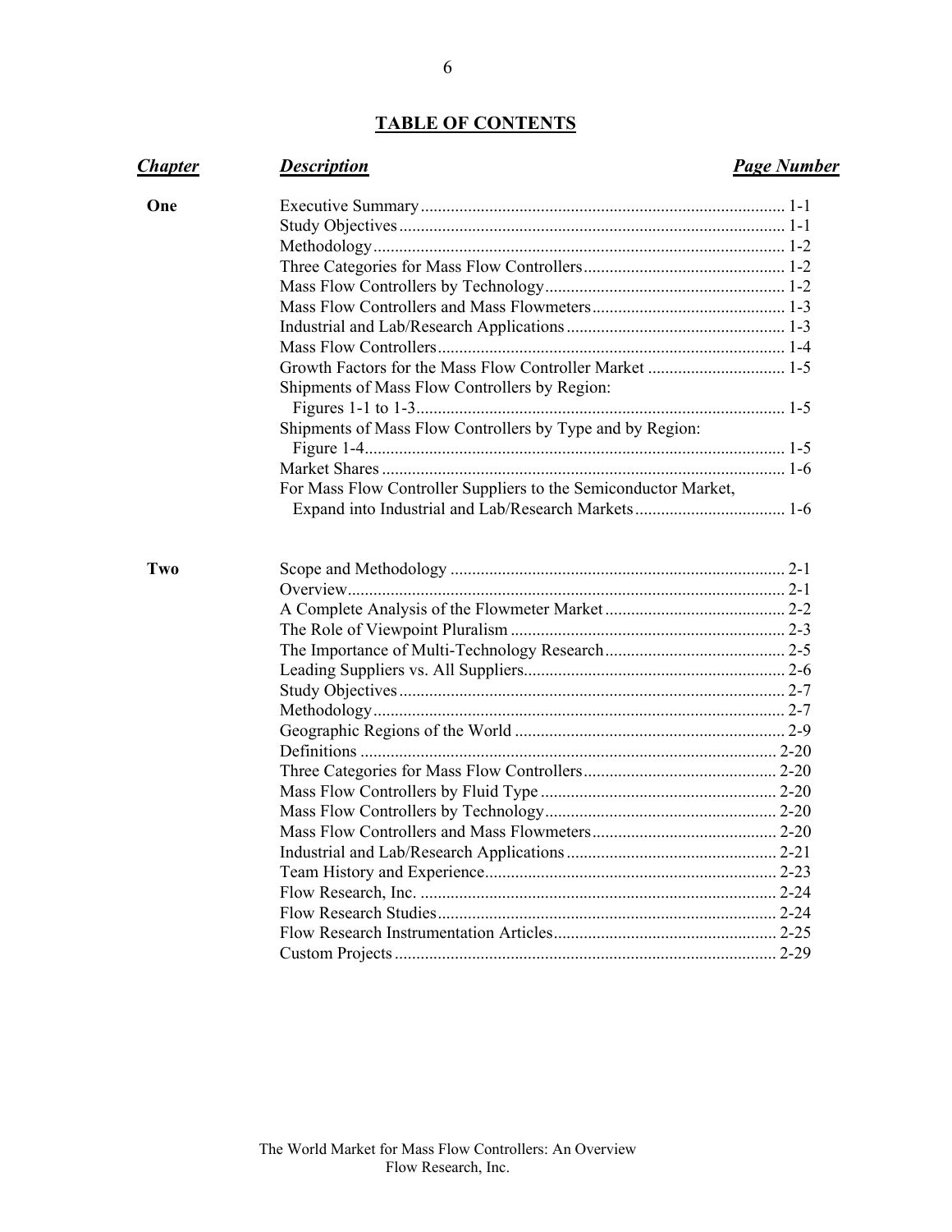## TABLE OF CONTENTS

| *Chapter* | *Description* | *Page Number* |
|---|---|---|
| **One** | Executive Summary | 1-1 |
| | Study Objectives | 1-1 |
| | Methodology | 1-2 |
| | Three Categories for Mass Flow Controllers | 1-2 |
| | Mass Flow Controllers by Technology | 1-2 |
| | Mass Flow Controllers and Mass Flowmeters | 1-3 |
| | Industrial and Lab/Research Applications | 1-3 |
| | Mass Flow Controllers | 1-4 |
| | Growth Factors for the Mass Flow Controller Market | 1-5 |
| | Shipments of Mass Flow Controllers by Region: Figures 1-1 to 1-3 | 1-5 |
| | Shipments of Mass Flow Controllers by Type and by Region: Figure 1-4 | 1-5 |
| | Market Shares | 1-6 |
| | For Mass Flow Controller Suppliers to the Semiconductor Market, Expand into Industrial and Lab/Research Markets | 1-6 |
| **Two** | Scope and Methodology | 2-1 |
| | Overview | 2-1 |
| | A Complete Analysis of the Flowmeter Market | 2-2 |
| | The Role of Viewpoint Pluralism | 2-3 |
| | The Importance of Multi-Technology Research | 2-5 |
| | Leading Suppliers vs. All Suppliers | 2-6 |
| | Study Objectives | 2-7 |
| | Methodology | 2-7 |
| | Geographic Regions of the World | 2-9 |
| | Definitions | 2-20 |
| | Three Categories for Mass Flow Controllers | 2-20 |
| | Mass Flow Controllers by Fluid Type | 2-20 |
| | Mass Flow Controllers by Technology | 2-20 |
| | Mass Flow Controllers and Mass Flowmeters | 2-20 |
| | Industrial and Lab/Research Applications | 2-21 |
| | Team History and Experience | 2-23 |
| | Flow Research, Inc. | 2-24 |
| | Flow Research Studies | 2-24 |
| | Flow Research Instrumentation Articles | 2-25 |
| | Custom Projects | 2-29 |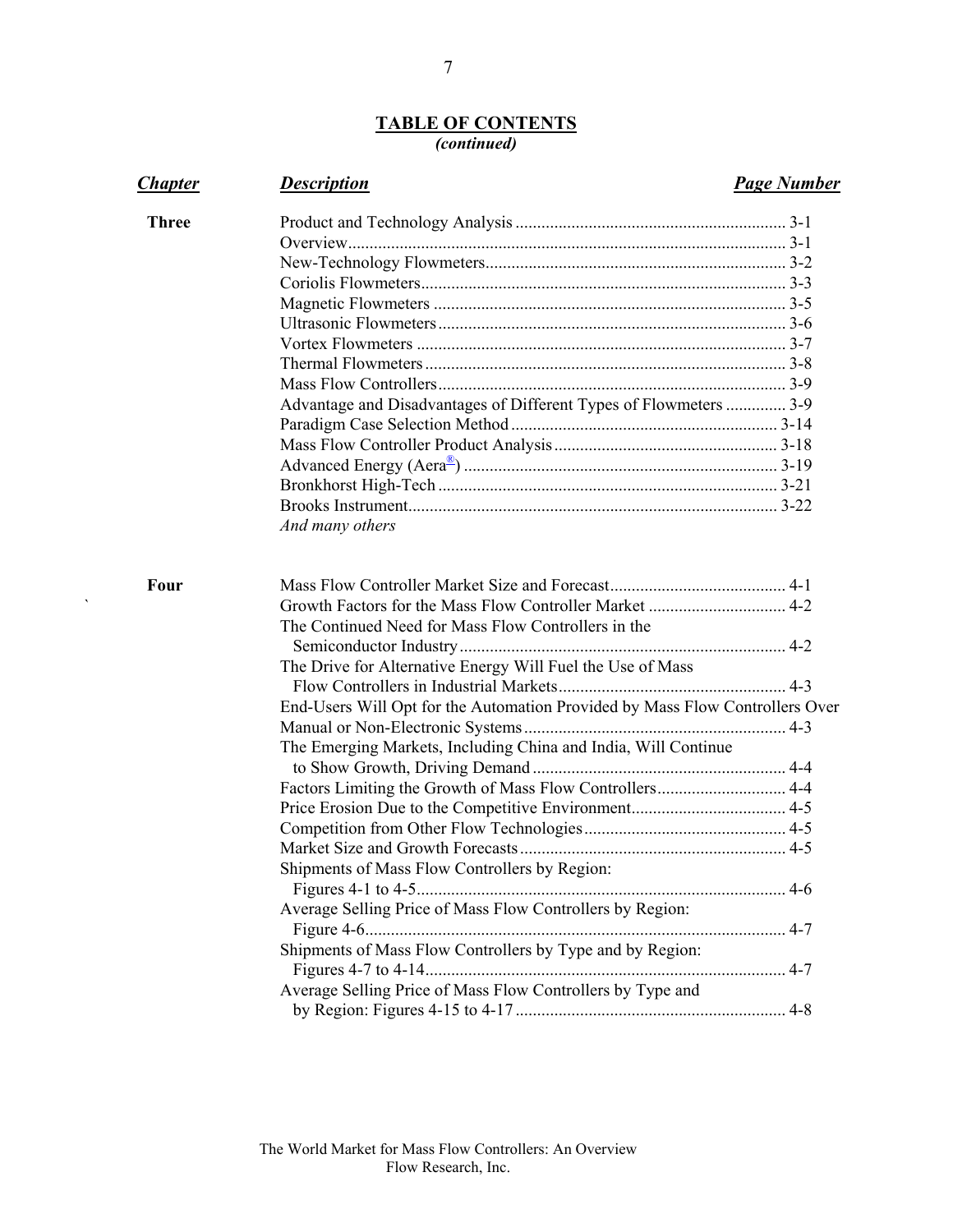## TABLE OF CONTENTS
*(continued)*

| *Chapter* | *Description* | *Page Number* |
|---|---|---|
| **Three** | Product and Technology Analysis | 3-1 |
| | Overview | 3-1 |
| | New-Technology Flowmeters | 3-2 |
| | Coriolis Flowmeters | 3-3 |
| | Magnetic Flowmeters | 3-5 |
| | Ultrasonic Flowmeters | 3-6 |
| | Vortex Flowmeters | 3-7 |
| | Thermal Flowmeters | 3-8 |
| | Mass Flow Controllers | 3-9 |
| | Advantage and Disadvantages of Different Types of Flowmeters | 3-9 |
| | Paradigm Case Selection Method | 3-14 |
| | Mass Flow Controller Product Analysis | 3-18 |
| | Advanced Energy (Aera®) | 3-19 |
| | Bronkhorst High-Tech | 3-21 |
| | Brooks Instrument | 3-22 |
| | *And many others* | |
| **Four** | Mass Flow Controller Market Size and Forecast | 4-1 |
| | Growth Factors for the Mass Flow Controller Market | 4-2 |
| | The Continued Need for Mass Flow Controllers in the Semiconductor Industry | 4-2 |
| | The Drive for Alternative Energy Will Fuel the Use of Mass Flow Controllers in Industrial Markets | 4-3 |
| | End-Users Will Opt for the Automation Provided by Mass Flow Controllers Over Manual or Non-Electronic Systems | 4-3 |
| | The Emerging Markets, Including China and India, Will Continue to Show Growth, Driving Demand | 4-4 |
| | Factors Limiting the Growth of Mass Flow Controllers | 4-4 |
| | Price Erosion Due to the Competitive Environment | 4-5 |
| | Competition from Other Flow Technologies | 4-5 |
| | Market Size and Growth Forecasts | 4-5 |
| | Shipments of Mass Flow Controllers by Region: Figures 4-1 to 4-5 | 4-6 |
| | Average Selling Price of Mass Flow Controllers by Region: Figure 4-6 | 4-7 |
| | Shipments of Mass Flow Controllers by Type and by Region: Figures 4-7 to 4-14 | 4-7 |
| | Average Selling Price of Mass Flow Controllers by Type and by Region: Figures 4-15 to 4-17 | 4-8 |

The World Market for Mass Flow Controllers: An Overview
Flow Research, Inc.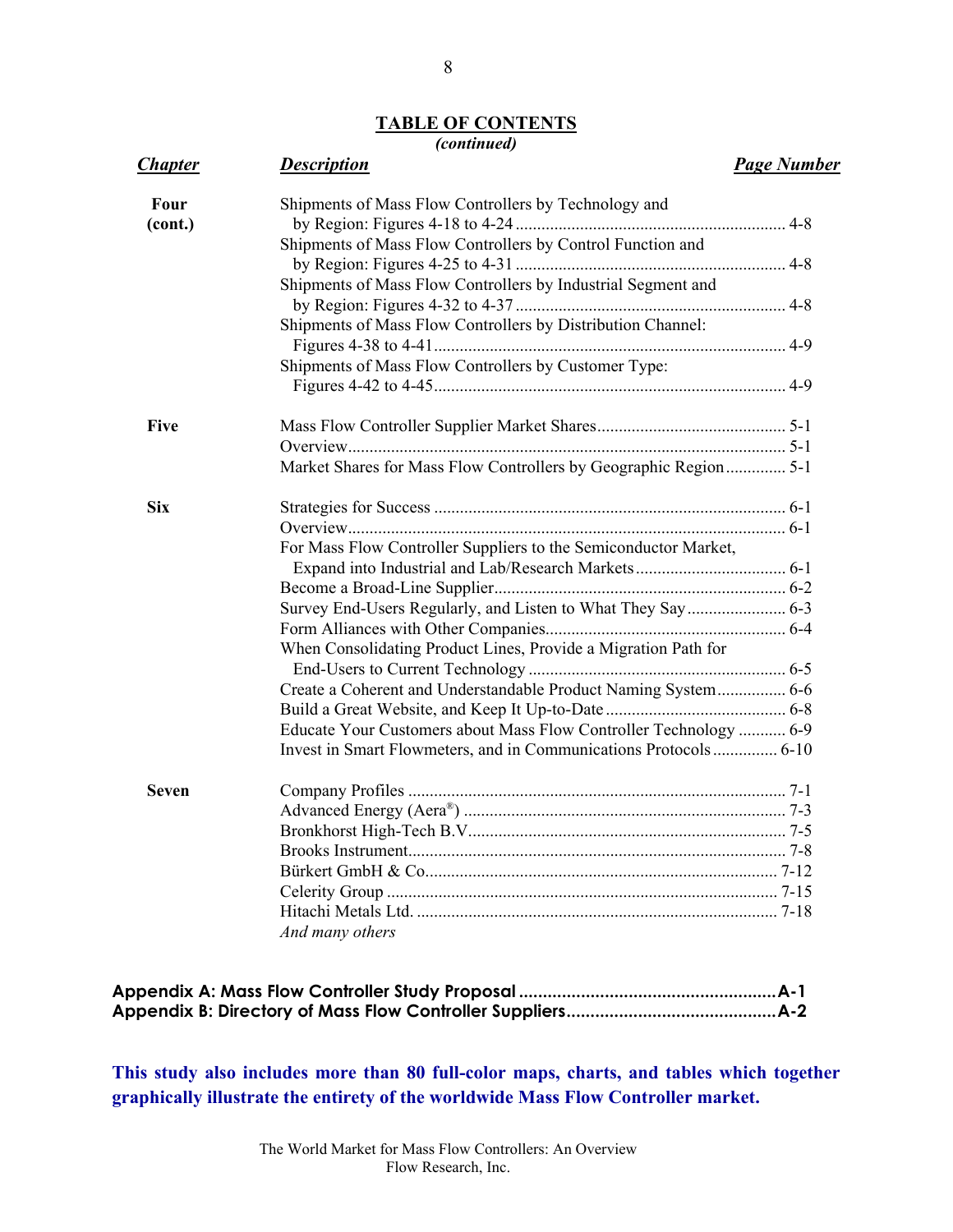## TABLE OF CONTENTS
*(continued)*

| ***Chapter*** | ***Description*** | ***Page Number*** |
|---|---|---|
| **Four (cont.)** | Shipments of Mass Flow Controllers by Technology and by Region: Figures 4-18 to 4-24 | 4-8 |
| | Shipments of Mass Flow Controllers by Control Function and by Region: Figures 4-25 to 4-31 | 4-8 |
| | Shipments of Mass Flow Controllers by Industrial Segment and by Region: Figures 4-32 to 4-37 | 4-8 |
| | Shipments of Mass Flow Controllers by Distribution Channel: Figures 4-38 to 4-41 | 4-9 |
| | Shipments of Mass Flow Controllers by Customer Type: Figures 4-42 to 4-45 | 4-9 |
| **Five** | Mass Flow Controller Supplier Market Shares | 5-1 |
| | Overview | 5-1 |
| | Market Shares for Mass Flow Controllers by Geographic Region | 5-1 |
| **Six** | Strategies for Success | 6-1 |
| | Overview | 6-1 |
| | For Mass Flow Controller Suppliers to the Semiconductor Market, Expand into Industrial and Lab/Research Markets | 6-1 |
| | Become a Broad-Line Supplier | 6-2 |
| | Survey End-Users Regularly, and Listen to What They Say | 6-3 |
| | Form Alliances with Other Companies | 6-4 |
| | When Consolidating Product Lines, Provide a Migration Path for End-Users to Current Technology | 6-5 |
| | Create a Coherent and Understandable Product Naming System | 6-6 |
| | Build a Great Website, and Keep It Up-to-Date | 6-8 |
| | Educate Your Customers about Mass Flow Controller Technology | 6-9 |
| | Invest in Smart Flowmeters, and in Communications Protocols | 6-10 |
| **Seven** | Company Profiles | 7-1 |
| | Advanced Energy (Aera®) | 7-3 |
| | Bronkhorst High-Tech B.V | 7-5 |
| | Brooks Instrument | 7-8 |
| | Bürkert GmbH & Co | 7-12 |
| | Celerity Group | 7-15 |
| | Hitachi Metals Ltd. | 7-18 |
| | *And many others* | |

**Appendix A: Mass Flow Controller Study Proposal ........................................ A-1**
**Appendix B: Directory of Mass Flow Controller Suppliers ................................ A-2**

**This study also includes more than 80 full-color maps, charts, and tables which together graphically illustrate the entirety of the worldwide Mass Flow Controller market.**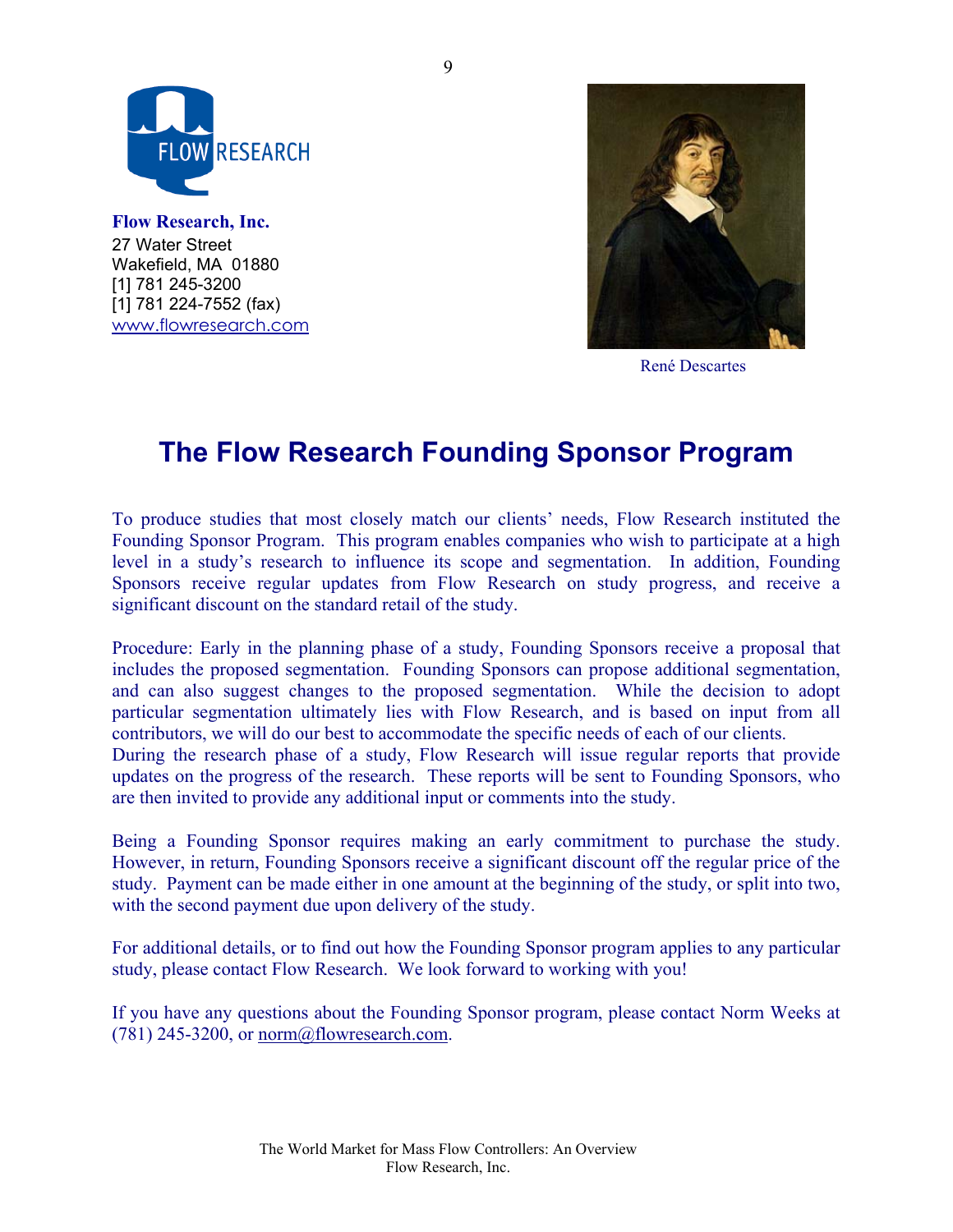**Flow Research, Inc.**
27 Water Street
Wakefield, MA 01880
[1] 781 245-3200
[1] 781 224-7552 (fax)
www.flowresearch.com

René Descartes

# The Flow Research Founding Sponsor Program

To produce studies that most closely match our clients' needs, Flow Research instituted the Founding Sponsor Program. This program enables companies who wish to participate at a high level in a study's research to influence its scope and segmentation. In addition, Founding Sponsors receive regular updates from Flow Research on study progress, and receive a significant discount on the standard retail of the study.

Procedure: Early in the planning phase of a study, Founding Sponsors receive a proposal that includes the proposed segmentation. Founding Sponsors can propose additional segmentation, and can also suggest changes to the proposed segmentation. While the decision to adopt particular segmentation ultimately lies with Flow Research, and is based on input from all contributors, we will do our best to accommodate the specific needs of each of our clients.
During the research phase of a study, Flow Research will issue regular reports that provide updates on the progress of the research. These reports will be sent to Founding Sponsors, who are then invited to provide any additional input or comments into the study.

Being a Founding Sponsor requires making an early commitment to purchase the study. However, in return, Founding Sponsors receive a significant discount off the regular price of the study. Payment can be made either in one amount at the beginning of the study, or split into two, with the second payment due upon delivery of the study.

For additional details, or to find out how the Founding Sponsor program applies to any particular study, please contact Flow Research. We look forward to working with you!

If you have any questions about the Founding Sponsor program, please contact Norm Weeks at (781) 245-3200, or norm@flowresearch.com.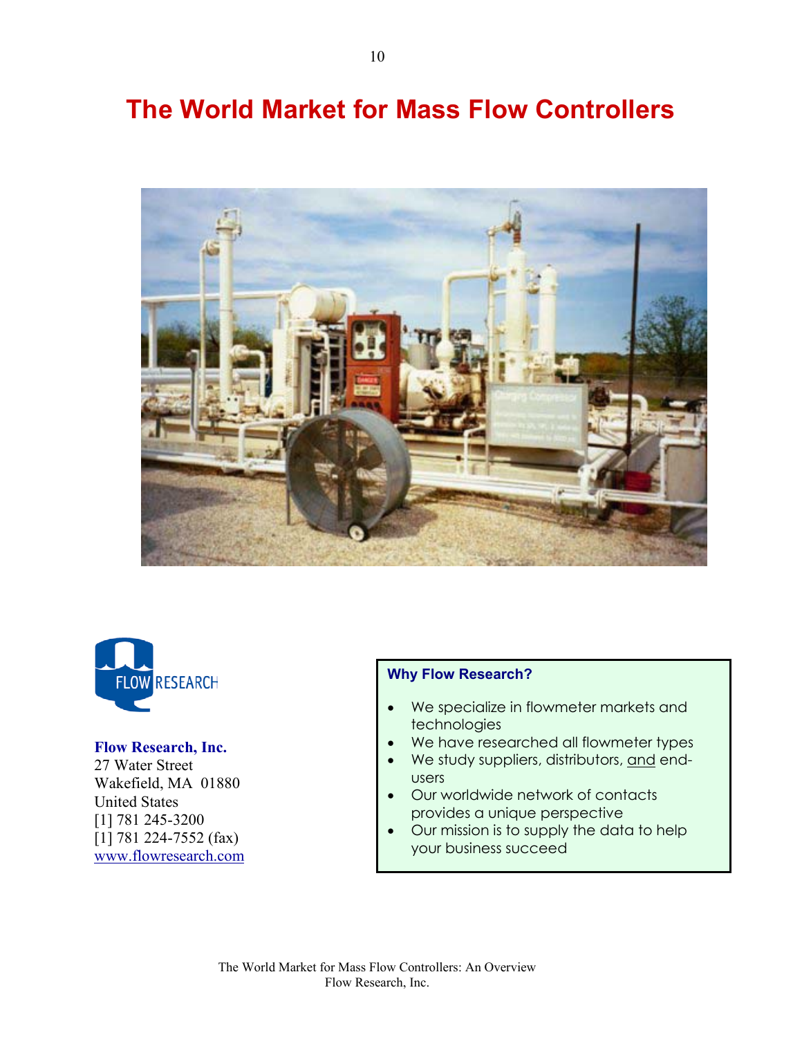# The World Market for Mass Flow Controllers

**Flow Research, Inc.**
27 Water Street
Wakefield, MA 01880
United States
[1] 781 245-3200
[1] 781 224-7552 (fax)
www.flowresearch.com

**Why Flow Research?**

- We specialize in flowmeter markets and technologies
- We have researched all flowmeter types
- We study suppliers, distributors, and end-users
- Our worldwide network of contacts provides a unique perspective
- Our mission is to supply the data to help your business succeed